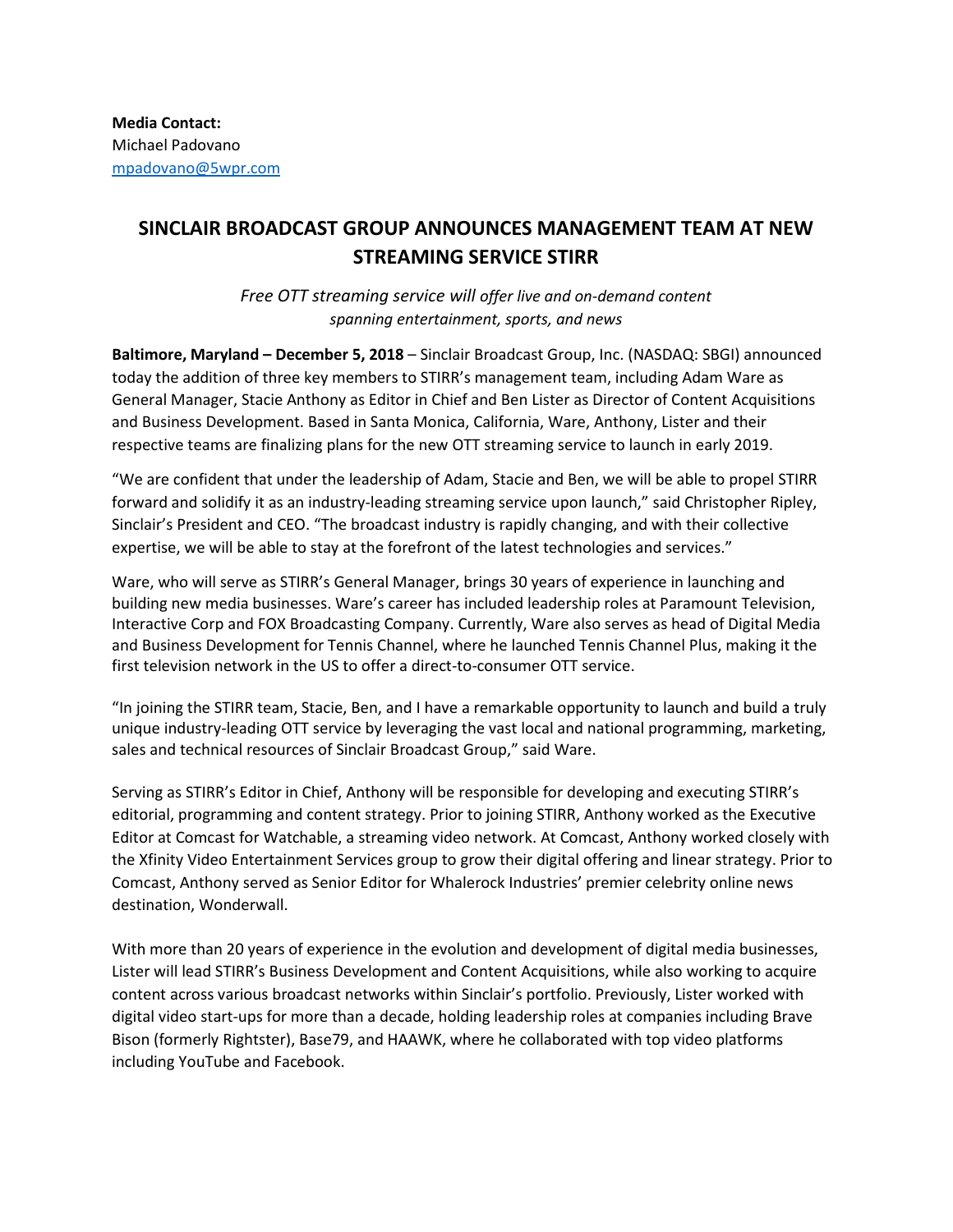**Media Contact:**
Michael Padovano
mpadovano@5wpr.com

# SINCLAIR BROADCAST GROUP ANNOUNCES MANAGEMENT TEAM AT NEW STREAMING SERVICE STIRR

*Free OTT streaming service will offer live and on-demand content spanning entertainment, sports, and news*

**Baltimore, Maryland – December 5, 2018** – Sinclair Broadcast Group, Inc. (NASDAQ: SBGI) announced today the addition of three key members to STIRR's management team, including Adam Ware as General Manager, Stacie Anthony as Editor in Chief and Ben Lister as Director of Content Acquisitions and Business Development. Based in Santa Monica, California, Ware, Anthony, Lister and their respective teams are finalizing plans for the new OTT streaming service to launch in early 2019.

"We are confident that under the leadership of Adam, Stacie and Ben, we will be able to propel STIRR forward and solidify it as an industry-leading streaming service upon launch," said Christopher Ripley, Sinclair's President and CEO. "The broadcast industry is rapidly changing, and with their collective expertise, we will be able to stay at the forefront of the latest technologies and services."

Ware, who will serve as STIRR's General Manager, brings 30 years of experience in launching and building new media businesses. Ware's career has included leadership roles at Paramount Television, Interactive Corp and FOX Broadcasting Company. Currently, Ware also serves as head of Digital Media and Business Development for Tennis Channel, where he launched Tennis Channel Plus, making it the first television network in the US to offer a direct-to-consumer OTT service.

"In joining the STIRR team, Stacie, Ben, and I have a remarkable opportunity to launch and build a truly unique industry-leading OTT service by leveraging the vast local and national programming, marketing, sales and technical resources of Sinclair Broadcast Group," said Ware.

Serving as STIRR's Editor in Chief, Anthony will be responsible for developing and executing STIRR's editorial, programming and content strategy. Prior to joining STIRR, Anthony worked as the Executive Editor at Comcast for Watchable, a streaming video network. At Comcast, Anthony worked closely with the Xfinity Video Entertainment Services group to grow their digital offering and linear strategy. Prior to Comcast, Anthony served as Senior Editor for Whalerock Industries' premier celebrity online news destination, Wonderwall.

With more than 20 years of experience in the evolution and development of digital media businesses, Lister will lead STIRR's Business Development and Content Acquisitions, while also working to acquire content across various broadcast networks within Sinclair's portfolio. Previously, Lister worked with digital video start-ups for more than a decade, holding leadership roles at companies including Brave Bison (formerly Rightster), Base79, and HAAWK, where he collaborated with top video platforms including YouTube and Facebook.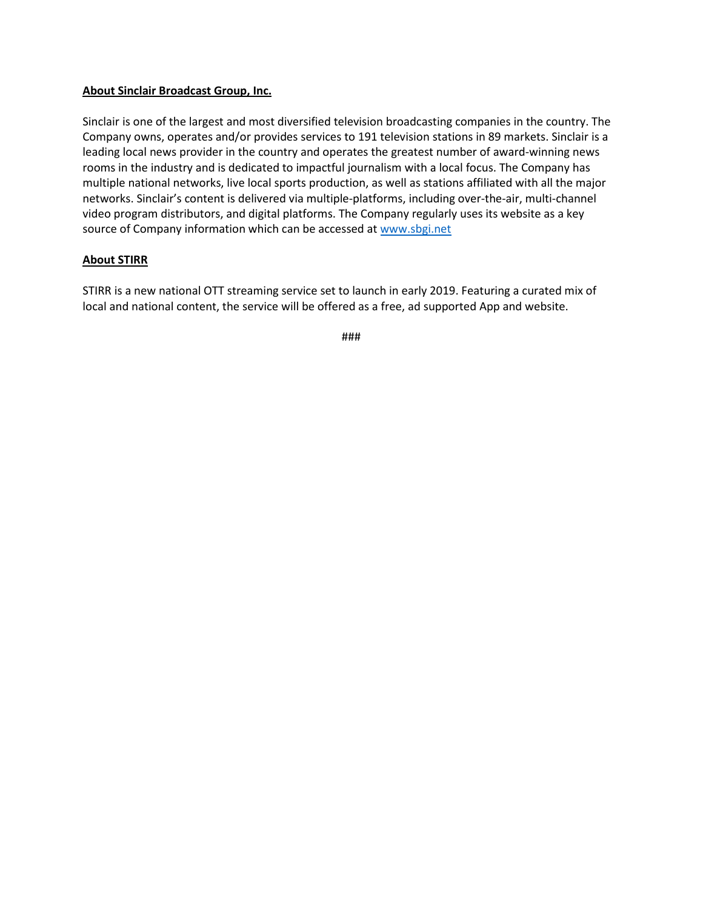**About Sinclair Broadcast Group, Inc.**

Sinclair is one of the largest and most diversified television broadcasting companies in the country. The Company owns, operates and/or provides services to 191 television stations in 89 markets. Sinclair is a leading local news provider in the country and operates the greatest number of award-winning news rooms in the industry and is dedicated to impactful journalism with a local focus. The Company has multiple national networks, live local sports production, as well as stations affiliated with all the major networks. Sinclair's content is delivered via multiple-platforms, including over-the-air, multi-channel video program distributors, and digital platforms. The Company regularly uses its website as a key source of Company information which can be accessed at [www.sbgi.net](http://www.sbgi.net)

**About STIRR**

STIRR is a new national OTT streaming service set to launch in early 2019. Featuring a curated mix of local and national content, the service will be offered as a free, ad supported App and website.

###